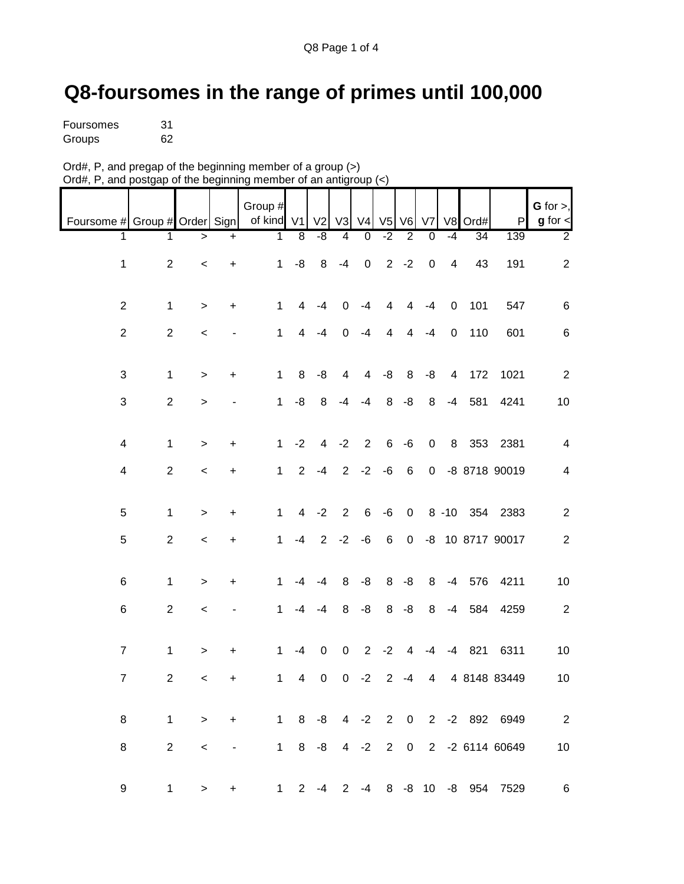# Q8-foursomes in the range of primes until 100,000

Foursomes 31
Groups 62

Ord#, P, and pregap of the beginning member of a group (>)
Ord#, P, and postgap of the beginning member of an antigroup (<)

| Foursome # | Group # | Order | Sign | Group # of kind | V1 | V2 | V3 | V4 | V5 | V6 | V7 | V8 | Ord# | P | **G** for >, **g** for < |
|---|---|---|---|---|---|---|---|---|---|---|---|---|---|---|---|
| 1 | 1 | > | + | 1 | 8 | -8 | 4 | 0 | -2 | 2 | 0 | -4 | 34 | 139 | 2 |
| 1 | 2 | < | + | 1 | -8 | 8 | -4 | 0 | 2 | -2 | 0 | 4 | 43 | 191 | 2 |
| 2 | 1 | > | + | 1 | 4 | -4 | 0 | -4 | 4 | 4 | -4 | 0 | 101 | 547 | 6 |
| 2 | 2 | < | - | 1 | 4 | -4 | 0 | -4 | 4 | 4 | -4 | 0 | 110 | 601 | 6 |
| 3 | 1 | > | + | 1 | 8 | -8 | 4 | 4 | -8 | 8 | -8 | 4 | 172 | 1021 | 2 |
| 3 | 2 | > | - | 1 | -8 | 8 | -4 | -4 | 8 | -8 | 8 | -4 | 581 | 4241 | 10 |
| 4 | 1 | > | + | 1 | -2 | 4 | -2 | 2 | 6 | -6 | 0 | 8 | 353 | 2381 | 4 |
| 4 | 2 | < | + | 1 | 2 | -4 | 2 | -2 | -6 | 6 | 0 | -8 | 8718 | 90019 | 4 |
| 5 | 1 | > | + | 1 | 4 | -2 | 2 | 6 | -6 | 0 | 8 | -10 | 354 | 2383 | 2 |
| 5 | 2 | < | + | 1 | -4 | 2 | -2 | -6 | 6 | 0 | -8 | 10 | 8717 | 90017 | 2 |
| 6 | 1 | > | + | 1 | -4 | -4 | 8 | -8 | 8 | -8 | 8 | -4 | 576 | 4211 | 10 |
| 6 | 2 | < | - | 1 | -4 | -4 | 8 | -8 | 8 | -8 | 8 | -4 | 584 | 4259 | 2 |
| 7 | 1 | > | + | 1 | -4 | 0 | 0 | 2 | -2 | 4 | -4 | -4 | 821 | 6311 | 10 |
| 7 | 2 | < | + | 1 | 4 | 0 | 0 | -2 | 2 | -4 | 4 | 4 | 8148 | 83449 | 10 |
| 8 | 1 | > | + | 1 | 8 | -8 | 4 | -2 | 2 | 0 | 2 | -2 | 892 | 6949 | 2 |
| 8 | 2 | < | - | 1 | 8 | -8 | 4 | -2 | 2 | 0 | 2 | -2 | 6114 | 60649 | 10 |
| 9 | 1 | > | + | 1 | 2 | -4 | 2 | -4 | 8 | -8 | 10 | -8 | 954 | 7529 | 6 |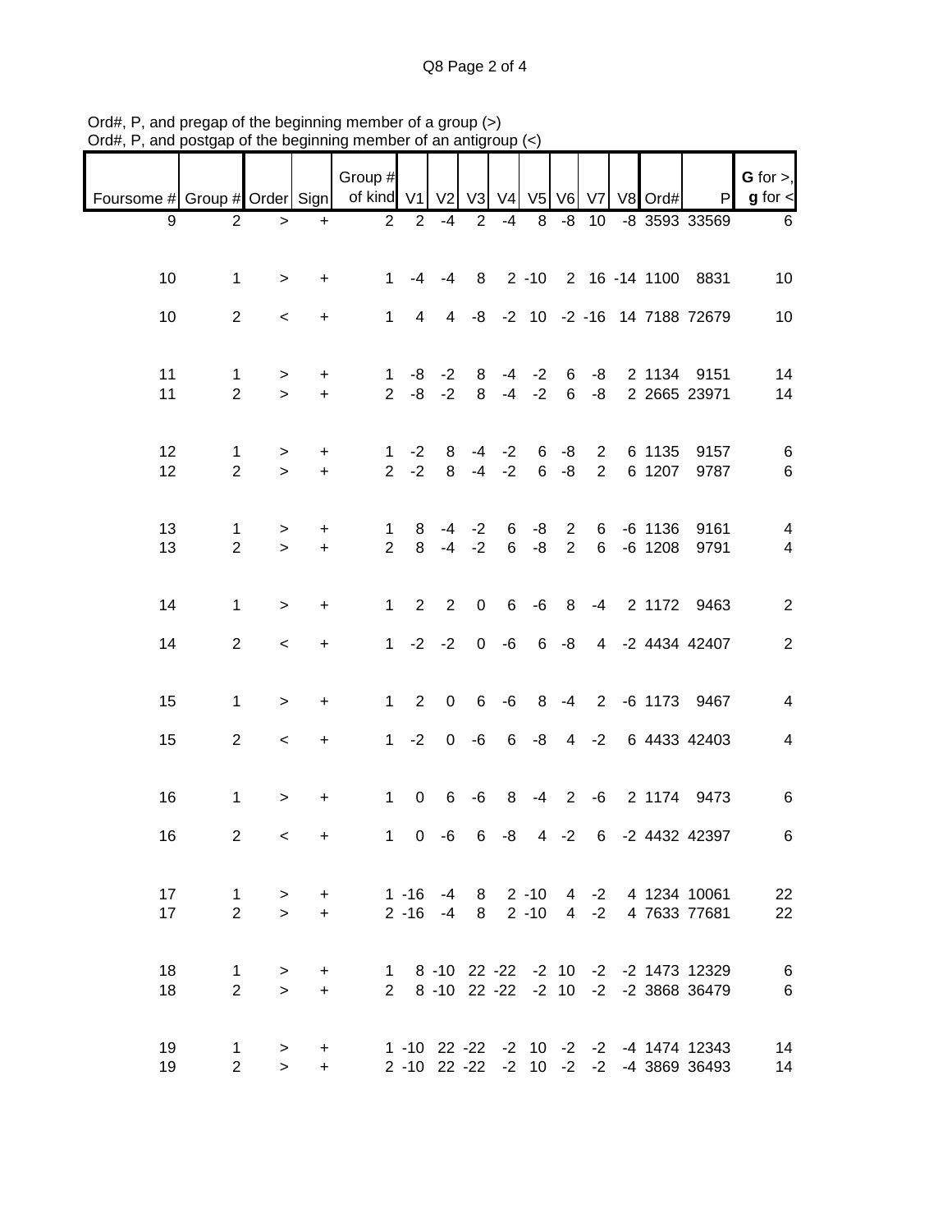Ord#, P, and pregap of the beginning member of a group (>)
Ord#, P, and postgap of the beginning member of an antigroup (<)

| Foursome # | Group # | Order | Sign | Group # of kind | V1 | V2 | V3 | V4 | V5 | V6 | V7 | V8 | Ord# | P | G for >, g for < |
|---|---|---|---|---|---|---|---|---|---|---|---|---|---|---|---|
| 9 | 2 | > | + | 2 | 2 | -4 | 2 | -4 | 8 | -8 | 10 | -8 | 3593 | 33569 | 6 |
| 10 | 1 | > | + | 1 | -4 | -4 | 8 | 2 | -10 | 2 | 16 | -14 | 1100 | 8831 | 10 |
| 10 | 2 | < | + | 1 | 4 | 4 | -8 | -2 | 10 | -2 | -16 | 14 | 7188 | 72679 | 10 |
| 11 | 1 | > | + | 1 | -8 | -2 | 8 | -4 | -2 | 6 | -8 | 2 | 1134 | 9151 | 14 |
| 11 | 2 | > | + | 2 | -8 | -2 | 8 | -4 | -2 | 6 | -8 | 2 | 2665 | 23971 | 14 |
| 12 | 1 | > | + | 1 | -2 | 8 | -4 | -2 | 6 | -8 | 2 | 6 | 1135 | 9157 | 6 |
| 12 | 2 | > | + | 2 | -2 | 8 | -4 | -2 | 6 | -8 | 2 | 6 | 1207 | 9787 | 6 |
| 13 | 1 | > | + | 1 | 8 | -4 | -2 | 6 | -8 | 2 | 6 | -6 | 1136 | 9161 | 4 |
| 13 | 2 | > | + | 2 | 8 | -4 | -2 | 6 | -8 | 2 | 6 | -6 | 1208 | 9791 | 4 |
| 14 | 1 | > | + | 1 | 2 | 2 | 0 | 6 | -6 | 8 | -4 | 2 | 1172 | 9463 | 2 |
| 14 | 2 | < | + | 1 | -2 | -2 | 0 | -6 | 6 | -8 | 4 | -2 | 4434 | 42407 | 2 |
| 15 | 1 | > | + | 1 | 2 | 0 | 6 | -6 | 8 | -4 | 2 | -6 | 1173 | 9467 | 4 |
| 15 | 2 | < | + | 1 | -2 | 0 | -6 | 6 | -8 | 4 | -2 | 6 | 4433 | 42403 | 4 |
| 16 | 1 | > | + | 1 | 0 | 6 | -6 | 8 | -4 | 2 | -6 | 2 | 1174 | 9473 | 6 |
| 16 | 2 | < | + | 1 | 0 | -6 | 6 | -8 | 4 | -2 | 6 | -2 | 4432 | 42397 | 6 |
| 17 | 1 | > | + | 1 | -16 | -4 | 8 | 2 | -10 | 4 | -2 | 4 | 1234 | 10061 | 22 |
| 17 | 2 | > | + | 2 | -16 | -4 | 8 | 2 | -10 | 4 | -2 | 4 | 7633 | 77681 | 22 |
| 18 | 1 | > | + | 1 | 8 | -10 | 22 | -22 | -2 | 10 | -2 | -2 | 1473 | 12329 | 6 |
| 18 | 2 | > | + | 2 | 8 | -10 | 22 | -22 | -2 | 10 | -2 | -2 | 3868 | 36479 | 6 |
| 19 | 1 | > | + | 1 | -10 | 22 | -22 | -2 | 10 | -2 | -2 | -4 | 1474 | 12343 | 14 |
| 19 | 2 | > | + | 2 | -10 | 22 | -22 | -2 | 10 | -2 | -2 | -4 | 3869 | 36493 | 14 |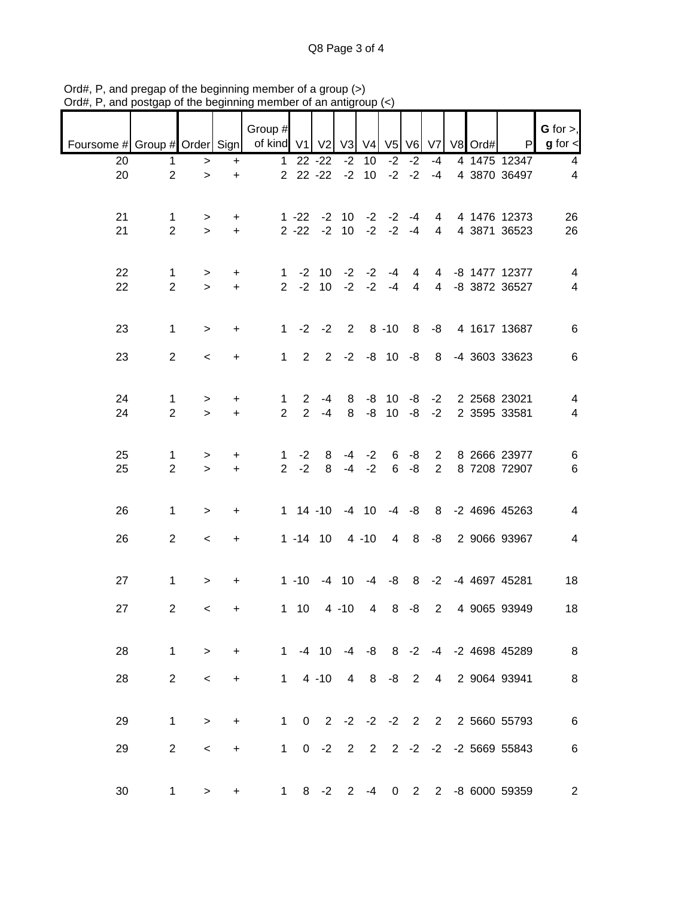Ord#, P, and pregap of the beginning member of a group (>)
Ord#, P, and postgap of the beginning member of an antigroup (<)

| Foursome # | Group # | Order | Sign | Group # of kind | V1 | V2 | V3 | V4 | V5 | V6 | V7 | V8 | Ord# | P | **G** for >, **g** for < |
|---|---|---|---|---|---|---|---|---|---|---|---|---|---|---|---|
| 20 | 1 | > | + | 1 | 22 | -22 | -2 | 10 | -2 | -2 | -4 | 4 | 1475 | 12347 | 4 |
| 20 | 2 | > | + | 2 | 22 | -22 | -2 | 10 | -2 | -2 | -4 | 4 | 3870 | 36497 | 4 |
| | | | | | | | | | | | | | | | |
| 21 | 1 | > | + | 1 | -22 | -2 | 10 | -2 | -2 | -4 | 4 | 4 | 1476 | 12373 | 26 |
| 21 | 2 | > | + | 2 | -22 | -2 | 10 | -2 | -2 | -4 | 4 | 4 | 3871 | 36523 | 26 |
| | | | | | | | | | | | | | | | |
| 22 | 1 | > | + | 1 | -2 | 10 | -2 | -2 | -4 | 4 | 4 | -8 | 1477 | 12377 | 4 |
| 22 | 2 | > | + | 2 | -2 | 10 | -2 | -2 | -4 | 4 | 4 | -8 | 3872 | 36527 | 4 |
| | | | | | | | | | | | | | | | |
| 23 | 1 | > | + | 1 | -2 | -2 | 2 | 8 | -10 | 8 | -8 | 4 | 1617 | 13687 | 6 |
| 23 | 2 | < | + | 1 | 2 | 2 | -2 | -8 | 10 | -8 | 8 | -4 | 3603 | 33623 | 6 |
| | | | | | | | | | | | | | | | |
| 24 | 1 | > | + | 1 | 2 | -4 | 8 | -8 | 10 | -8 | -2 | 2 | 2568 | 23021 | 4 |
| 24 | 2 | > | + | 2 | 2 | -4 | 8 | -8 | 10 | -8 | -2 | 2 | 3595 | 33581 | 4 |
| | | | | | | | | | | | | | | | |
| 25 | 1 | > | + | 1 | -2 | 8 | -4 | -2 | 6 | -8 | 2 | 8 | 2666 | 23977 | 6 |
| 25 | 2 | > | + | 2 | -2 | 8 | -4 | -2 | 6 | -8 | 2 | 8 | 7208 | 72907 | 6 |
| | | | | | | | | | | | | | | | |
| 26 | 1 | > | + | 1 | 14 | -10 | -4 | 10 | -4 | -8 | 8 | -2 | 4696 | 45263 | 4 |
| 26 | 2 | < | + | 1 | -14 | 10 | 4 | -10 | 4 | 8 | -8 | 2 | 9066 | 93967 | 4 |
| | | | | | | | | | | | | | | | |
| 27 | 1 | > | + | 1 | -10 | -4 | 10 | -4 | -8 | 8 | -2 | -4 | 4697 | 45281 | 18 |
| 27 | 2 | < | + | 1 | 10 | 4 | -10 | 4 | 8 | -8 | 2 | 4 | 9065 | 93949 | 18 |
| | | | | | | | | | | | | | | | |
| 28 | 1 | > | + | 1 | -4 | 10 | -4 | -8 | 8 | -2 | -4 | -2 | 4698 | 45289 | 8 |
| 28 | 2 | < | + | 1 | 4 | -10 | 4 | 8 | -8 | 2 | 4 | 2 | 9064 | 93941 | 8 |
| | | | | | | | | | | | | | | | |
| 29 | 1 | > | + | 1 | 0 | 2 | -2 | -2 | -2 | 2 | 2 | 2 | 5660 | 55793 | 6 |
| 29 | 2 | < | + | 1 | 0 | -2 | 2 | 2 | 2 | -2 | -2 | -2 | 5669 | 55843 | 6 |
| | | | | | | | | | | | | | | | |
| 30 | 1 | > | + | 1 | 8 | -2 | 2 | -4 | 0 | 2 | 2 | -8 | 6000 | 59359 | 2 |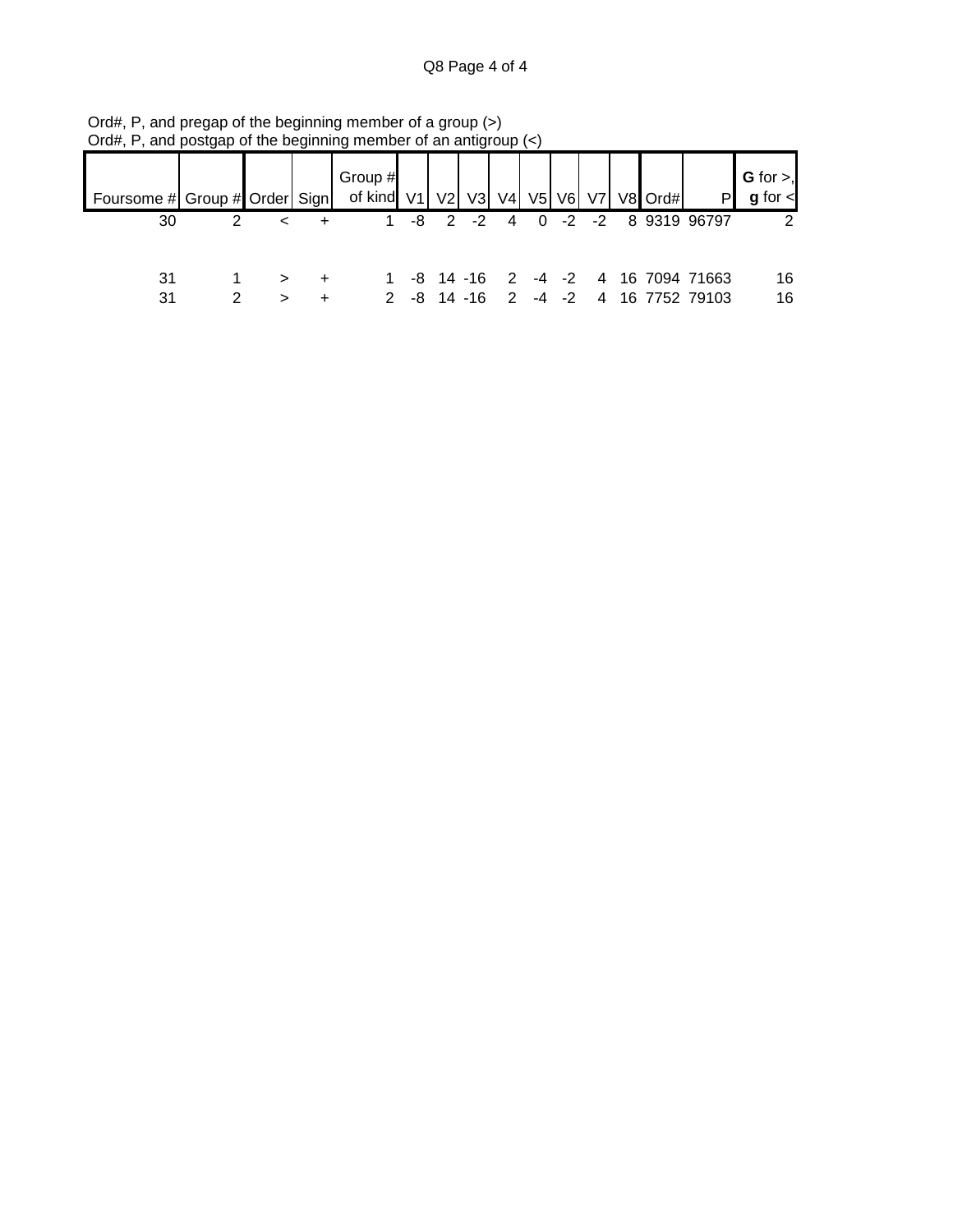Ord#, P, and pregap of the beginning member of a group (>)
Ord#, P, and postgap of the beginning member of an antigroup (<)

| Foursome # | Group # | Order | Sign | Group # of kind | V1 | V2 | V3 | V4 | V5 | V6 | V7 | V8 | Ord# | P | **G** for >, **g** for < |
|---|---|---|---|---|---|---|---|---|---|---|---|---|---|---|---|
| 30 | 2 | < | + | 1 | -8 | 2 | -2 | 4 | 0 | -2 | -2 | 8 | 9319 | 96797 | 2 |
| | | | | | | | | | | | | | | | |
| 31 | 1 | > | + | 1 | -8 | 14 | -16 | 2 | -4 | -2 | 4 | 16 | 7094 | 71663 | 16 |
| 31 | 2 | > | + | 2 | -8 | 14 | -16 | 2 | -4 | -2 | 4 | 16 | 7752 | 79103 | 16 |